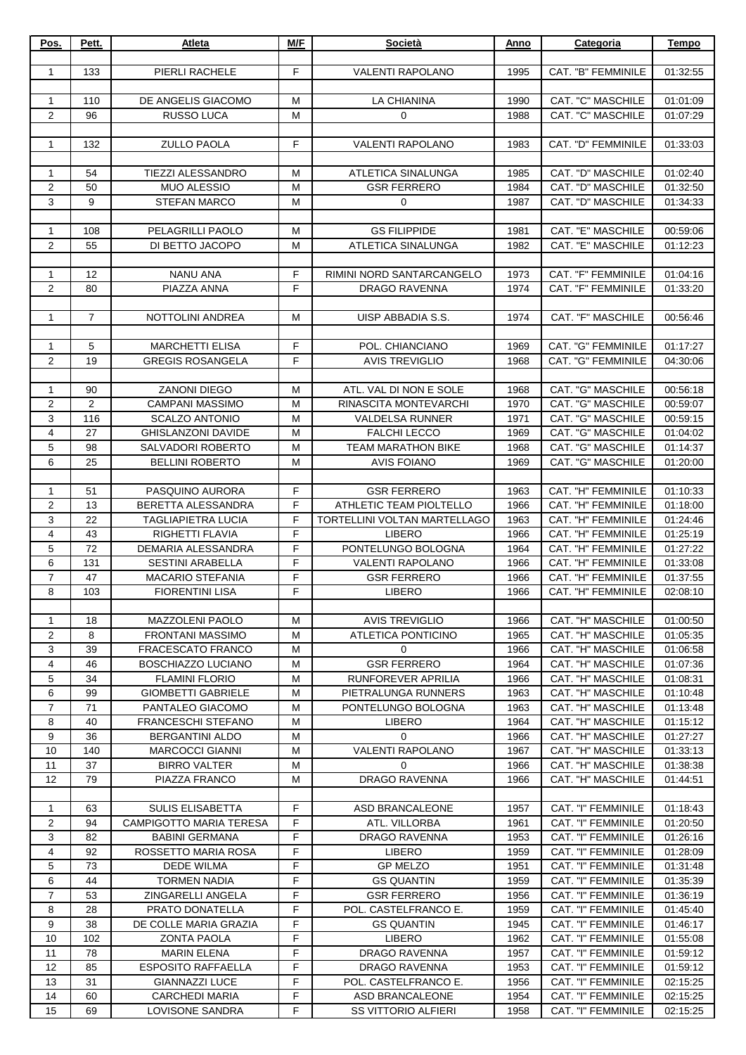| Pos. | Pett. | Atleta | M/F | Società | Anno | Categoria | Tempo |
|---|---|---|---|---|---|---|---|
| | | | | | | | |
| 1 | 133 | PIERLI RACHELE | F | VALENTI RAPOLANO | 1995 | CAT. "B" FEMMINILE | 01:32:55 |
| | | | | | | | |
| 1 | 110 | DE ANGELIS GIACOMO | M | LA CHIANINA | 1990 | CAT. "C" MASCHILE | 01:01:09 |
| 2 | 96 | RUSSO LUCA | M | 0 | 1988 | CAT. "C" MASCHILE | 01:07:29 |
| | | | | | | | |
| 1 | 132 | ZULLO PAOLA | F | VALENTI RAPOLANO | 1983 | CAT. "D" FEMMINILE | 01:33:03 |
| | | | | | | | |
| 1 | 54 | TIEZZI ALESSANDRO | M | ATLETICA SINALUNGA | 1985 | CAT. "D" MASCHILE | 01:02:40 |
| 2 | 50 | MUO ALESSIO | M | GSR FERRERO | 1984 | CAT. "D" MASCHILE | 01:32:50 |
| 3 | 9 | STEFAN MARCO | M | 0 | 1987 | CAT. "D" MASCHILE | 01:34:33 |
| | | | | | | | |
| 1 | 108 | PELAGRILLI PAOLO | M | GS FILIPPIDE | 1981 | CAT. "E" MASCHILE | 00:59:06 |
| 2 | 55 | DI BETTO JACOPO | M | ATLETICA SINALUNGA | 1982 | CAT. "E" MASCHILE | 01:12:23 |
| | | | | | | | |
| 1 | 12 | NANU ANA | F | RIMINI NORD SANTARCANGELO | 1973 | CAT. "F" FEMMINILE | 01:04:16 |
| 2 | 80 | PIAZZA ANNA | F | DRAGO RAVENNA | 1974 | CAT. "F" FEMMINILE | 01:33:20 |
| | | | | | | | |
| 1 | 7 | NOTTOLINI ANDREA | M | UISP ABBADIA S.S. | 1974 | CAT. "F" MASCHILE | 00:56:46 |
| | | | | | | | |
| 1 | 5 | MARCHETTI ELISA | F | POL. CHIANCIANO | 1969 | CAT. "G" FEMMINILE | 01:17:27 |
| 2 | 19 | GREGIS ROSANGELA | F | AVIS TREVIGLIO | 1968 | CAT. "G" FEMMINILE | 04:30:06 |
| | | | | | | | |
| 1 | 90 | ZANONI DIEGO | M | ATL. VAL DI NON E SOLE | 1968 | CAT. "G" MASCHILE | 00:56:18 |
| 2 | 2 | CAMPANI MASSIMO | M | RINASCITA MONTEVARCHI | 1970 | CAT. "G" MASCHILE | 00:59:07 |
| 3 | 116 | SCALZO ANTONIO | M | VALDELSA RUNNER | 1971 | CAT. "G" MASCHILE | 00:59:15 |
| 4 | 27 | GHISLANZONI DAVIDE | M | FALCHI LECCO | 1969 | CAT. "G" MASCHILE | 01:04:02 |
| 5 | 98 | SALVADORI ROBERTO | M | TEAM MARATHON BIKE | 1968 | CAT. "G" MASCHILE | 01:14:37 |
| 6 | 25 | BELLINI ROBERTO | M | AVIS FOIANO | 1969 | CAT. "G" MASCHILE | 01:20:00 |
| | | | | | | | |
| 1 | 51 | PASQUINO AURORA | F | GSR FERRERO | 1963 | CAT. "H" FEMMINILE | 01:10:33 |
| 2 | 13 | BERETTA ALESSANDRA | F | ATHLETIC TEAM PIOLTELLO | 1966 | CAT. "H" FEMMINILE | 01:18:00 |
| 3 | 22 | TAGLIAPIETRA LUCIA | F | TORTELLINI VOLTAN MARTELLAGO | 1963 | CAT. "H" FEMMINILE | 01:24:46 |
| 4 | 43 | RIGHETTI FLAVIA | F | LIBERO | 1966 | CAT. "H" FEMMINILE | 01:25:19 |
| 5 | 72 | DEMARIA ALESSANDRA | F | PONTELUNGO BOLOGNA | 1964 | CAT. "H" FEMMINILE | 01:27:22 |
| 6 | 131 | SESTINI ARABELLA | F | VALENTI RAPOLANO | 1966 | CAT. "H" FEMMINILE | 01:33:08 |
| 7 | 47 | MACARIO STEFANIA | F | GSR FERRERO | 1966 | CAT. "H" FEMMINILE | 01:37:55 |
| 8 | 103 | FIORENTINI LISA | F | LIBERO | 1966 | CAT. "H" FEMMINILE | 02:08:10 |
| | | | | | | | |
| 1 | 18 | MAZZOLENI PAOLO | M | AVIS TREVIGLIO | 1966 | CAT. "H" MASCHILE | 01:00:50 |
| 2 | 8 | FRONTANI MASSIMO | M | ATLETICA PONTICINO | 1965 | CAT. "H" MASCHILE | 01:05:35 |
| 3 | 39 | FRACESCATO FRANCO | M | 0 | 1966 | CAT. "H" MASCHILE | 01:06:58 |
| 4 | 46 | BOSCHIAZZO LUCIANO | M | GSR FERRERO | 1964 | CAT. "H" MASCHILE | 01:07:36 |
| 5 | 34 | FLAMINI FLORIO | M | RUNFOREVER APRILIA | 1966 | CAT. "H" MASCHILE | 01:08:31 |
| 6 | 99 | GIOMBETTI GABRIELE | M | PIETRALUNGA RUNNERS | 1963 | CAT. "H" MASCHILE | 01:10:48 |
| 7 | 71 | PANTALEO GIACOMO | M | PONTELUNGO BOLOGNA | 1963 | CAT. "H" MASCHILE | 01:13:48 |
| 8 | 40 | FRANCESCHI STEFANO | M | LIBERO | 1964 | CAT. "H" MASCHILE | 01:15:12 |
| 9 | 36 | BERGANTINI ALDO | M | 0 | 1966 | CAT. "H" MASCHILE | 01:27:27 |
| 10 | 140 | MARCOCCI GIANNI | M | VALENTI RAPOLANO | 1967 | CAT. "H" MASCHILE | 01:33:13 |
| 11 | 37 | BIRRO VALTER | M | 0 | 1966 | CAT. "H" MASCHILE | 01:38:38 |
| 12 | 79 | PIAZZA FRANCO | M | DRAGO RAVENNA | 1966 | CAT. "H" MASCHILE | 01:44:51 |
| | | | | | | | |
| 1 | 63 | SULIS ELISABETTA | F | ASD BRANCALEONE | 1957 | CAT. "I" FEMMINILE | 01:18:43 |
| 2 | 94 | CAMPIGOTTO MARIA TERESA | F | ATL. VILLORBA | 1961 | CAT. "I" FEMMINILE | 01:20:50 |
| 3 | 82 | BABINI GERMANA | F | DRAGO RAVENNA | 1953 | CAT. "I" FEMMINILE | 01:26:16 |
| 4 | 92 | ROSSETTO MARIA ROSA | F | LIBERO | 1959 | CAT. "I" FEMMINILE | 01:28:09 |
| 5 | 73 | DEDE WILMA | F | GP MELZO | 1951 | CAT. "I" FEMMINILE | 01:31:48 |
| 6 | 44 | TORMEN NADIA | F | GS QUANTIN | 1959 | CAT. "I" FEMMINILE | 01:35:39 |
| 7 | 53 | ZINGARELLI ANGELA | F | GSR FERRERO | 1956 | CAT. "I" FEMMINILE | 01:36:19 |
| 8 | 28 | PRATO DONATELLA | F | POL. CASTELFRANCO E. | 1959 | CAT. "I" FEMMINILE | 01:45:40 |
| 9 | 38 | DE COLLE MARIA GRAZIA | F | GS QUANTIN | 1945 | CAT. "I" FEMMINILE | 01:46:17 |
| 10 | 102 | ZONTA PAOLA | F | LIBERO | 1962 | CAT. "I" FEMMINILE | 01:55:08 |
| 11 | 78 | MARIN ELENA | F | DRAGO RAVENNA | 1957 | CAT. "I" FEMMINILE | 01:59:12 |
| 12 | 85 | ESPOSITO RAFFAELLA | F | DRAGO RAVENNA | 1953 | CAT. "I" FEMMINILE | 01:59:12 |
| 13 | 31 | GIANNAZZI LUCE | F | POL. CASTELFRANCO E. | 1956 | CAT. "I" FEMMINILE | 02:15:25 |
| 14 | 60 | CARCHEDI MARIA | F | ASD BRANCALEONE | 1954 | CAT. "I" FEMMINILE | 02:15:25 |
| 15 | 69 | LOVISONE SANDRA | F | SS VITTORIO ALFIERI | 1958 | CAT. "I" FEMMINILE | 02:15:25 |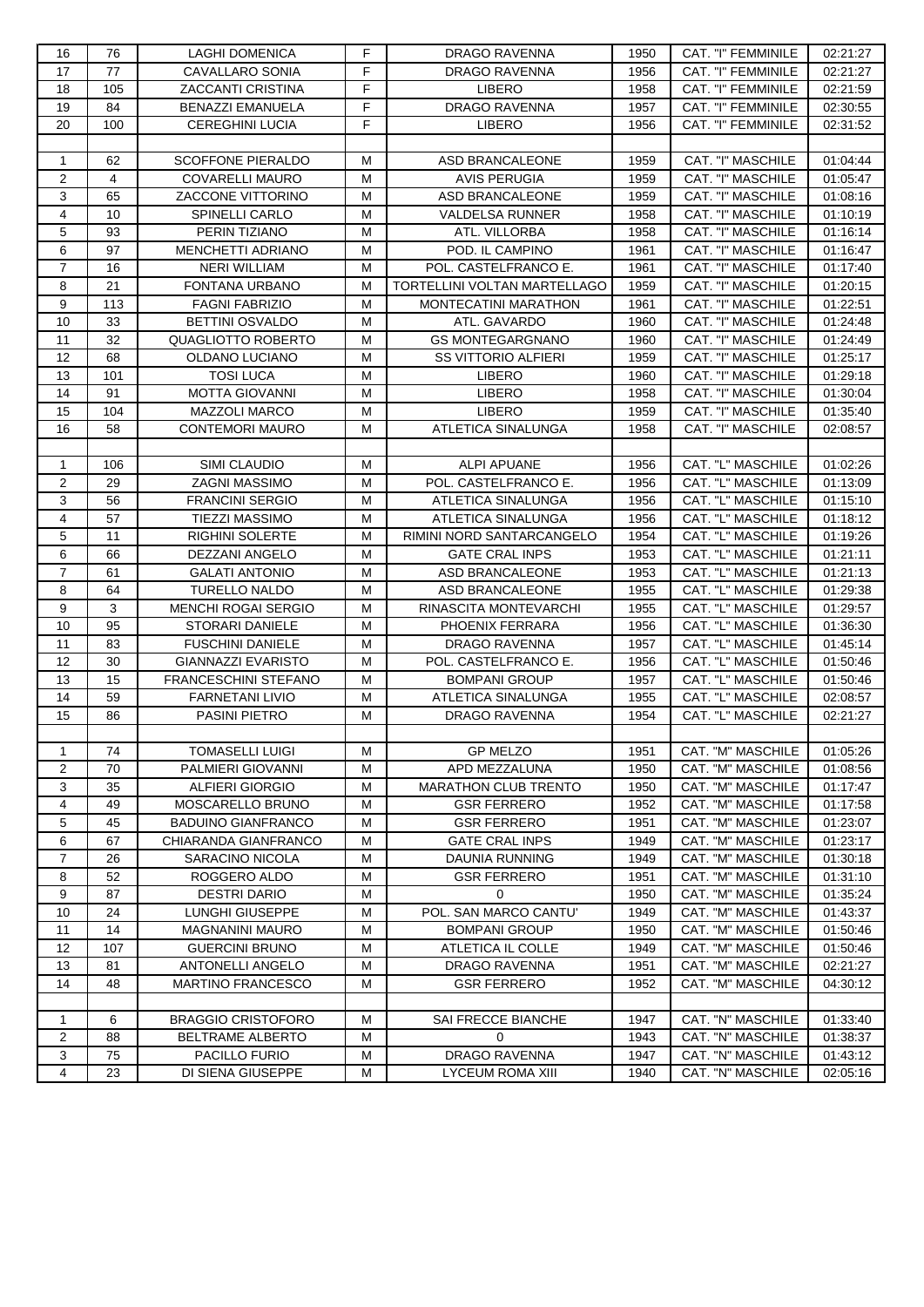| | | | | | | | |
|---|---|---|---|---|---|---|---|
| 16 | 76 | LAGHI DOMENICA | F | DRAGO RAVENNA | 1950 | CAT. "I" FEMMINILE | 02:21:27 |
| 17 | 77 | CAVALLARO SONIA | F | DRAGO RAVENNA | 1956 | CAT. "I" FEMMINILE | 02:21:27 |
| 18 | 105 | ZACCANTI CRISTINA | F | LIBERO | 1958 | CAT. "I" FEMMINILE | 02:21:59 |
| 19 | 84 | BENAZZI EMANUELA | F | DRAGO RAVENNA | 1957 | CAT. "I" FEMMINILE | 02:30:55 |
| 20 | 100 | CEREGHINI LUCIA | F | LIBERO | 1956 | CAT. "I" FEMMINILE | 02:31:52 |
| | | | | | | | |
| 1 | 62 | SCOFFONE PIERALDO | M | ASD BRANCALEONE | 1959 | CAT. "I" MASCHILE | 01:04:44 |
| 2 | 4 | COVARELLI MAURO | M | AVIS PERUGIA | 1959 | CAT. "I" MASCHILE | 01:05:47 |
| 3 | 65 | ZACCONE VITTORINO | M | ASD BRANCALEONE | 1959 | CAT. "I" MASCHILE | 01:08:16 |
| 4 | 10 | SPINELLI CARLO | M | VALDELSA RUNNER | 1958 | CAT. "I" MASCHILE | 01:10:19 |
| 5 | 93 | PERIN TIZIANO | M | ATL. VILLORBA | 1958 | CAT. "I" MASCHILE | 01:16:14 |
| 6 | 97 | MENCHETTI ADRIANO | M | POD. IL CAMPINO | 1961 | CAT. "I" MASCHILE | 01:16:47 |
| 7 | 16 | NERI WILLIAM | M | POL. CASTELFRANCO E. | 1961 | CAT. "I" MASCHILE | 01:17:40 |
| 8 | 21 | FONTANA URBANO | M | TORTELLINI VOLTAN MARTELLAGO | 1959 | CAT. "I" MASCHILE | 01:20:15 |
| 9 | 113 | FAGNI FABRIZIO | M | MONTECATINI MARATHON | 1961 | CAT. "I" MASCHILE | 01:22:51 |
| 10 | 33 | BETTINI OSVALDO | M | ATL. GAVARDO | 1960 | CAT. "I" MASCHILE | 01:24:48 |
| 11 | 32 | QUAGLIOTTO ROBERTO | M | GS MONTEGARGNANO | 1960 | CAT. "I" MASCHILE | 01:24:49 |
| 12 | 68 | OLDANO LUCIANO | M | SS VITTORIO ALFIERI | 1959 | CAT. "I" MASCHILE | 01:25:17 |
| 13 | 101 | TOSI LUCA | M | LIBERO | 1960 | CAT. "I" MASCHILE | 01:29:18 |
| 14 | 91 | MOTTA GIOVANNI | M | LIBERO | 1958 | CAT. "I" MASCHILE | 01:30:04 |
| 15 | 104 | MAZZOLI MARCO | M | LIBERO | 1959 | CAT. "I" MASCHILE | 01:35:40 |
| 16 | 58 | CONTEMORI MAURO | M | ATLETICA SINALUNGA | 1958 | CAT. "I" MASCHILE | 02:08:57 |
| | | | | | | | |
| 1 | 106 | SIMI CLAUDIO | M | ALPI APUANE | 1956 | CAT. "L" MASCHILE | 01:02:26 |
| 2 | 29 | ZAGNI MASSIMO | M | POL. CASTELFRANCO E. | 1956 | CAT. "L" MASCHILE | 01:13:09 |
| 3 | 56 | FRANCINI SERGIO | M | ATLETICA SINALUNGA | 1956 | CAT. "L" MASCHILE | 01:15:10 |
| 4 | 57 | TIEZZI MASSIMO | M | ATLETICA SINALUNGA | 1956 | CAT. "L" MASCHILE | 01:18:12 |
| 5 | 11 | RIGHINI SOLERTE | M | RIMINI NORD SANTARCANGELO | 1954 | CAT. "L" MASCHILE | 01:19:26 |
| 6 | 66 | DEZZANI ANGELO | M | GATE CRAL INPS | 1953 | CAT. "L" MASCHILE | 01:21:11 |
| 7 | 61 | GALATI ANTONIO | M | ASD BRANCALEONE | 1953 | CAT. "L" MASCHILE | 01:21:13 |
| 8 | 64 | TURELLO NALDO | M | ASD BRANCALEONE | 1955 | CAT. "L" MASCHILE | 01:29:38 |
| 9 | 3 | MENCHI ROGAI SERGIO | M | RINASCITA MONTEVARCHI | 1955 | CAT. "L" MASCHILE | 01:29:57 |
| 10 | 95 | STORARI DANIELE | M | PHOENIX FERRARA | 1956 | CAT. "L" MASCHILE | 01:36:30 |
| 11 | 83 | FUSCHINI DANIELE | M | DRAGO RAVENNA | 1957 | CAT. "L" MASCHILE | 01:45:14 |
| 12 | 30 | GIANNAZZI EVARISTO | M | POL. CASTELFRANCO E. | 1956 | CAT. "L" MASCHILE | 01:50:46 |
| 13 | 15 | FRANCESCHINI STEFANO | M | BOMPANI GROUP | 1957 | CAT. "L" MASCHILE | 01:50:46 |
| 14 | 59 | FARNETANI LIVIO | M | ATLETICA SINALUNGA | 1955 | CAT. "L" MASCHILE | 02:08:57 |
| 15 | 86 | PASINI PIETRO | M | DRAGO RAVENNA | 1954 | CAT. "L" MASCHILE | 02:21:27 |
| | | | | | | | |
| 1 | 74 | TOMASELLI LUIGI | M | GP MELZO | 1951 | CAT. "M" MASCHILE | 01:05:26 |
| 2 | 70 | PALMIERI GIOVANNI | M | APD MEZZALUNA | 1950 | CAT. "M" MASCHILE | 01:08:56 |
| 3 | 35 | ALFIERI GIORGIO | M | MARATHON CLUB TRENTO | 1950 | CAT. "M" MASCHILE | 01:17:47 |
| 4 | 49 | MOSCARELLO BRUNO | M | GSR FERRERO | 1952 | CAT. "M" MASCHILE | 01:17:58 |
| 5 | 45 | BADUINO GIANFRANCO | M | GSR FERRERO | 1951 | CAT. "M" MASCHILE | 01:23:07 |
| 6 | 67 | CHIARANDA GIANFRANCO | M | GATE CRAL INPS | 1949 | CAT. "M" MASCHILE | 01:23:17 |
| 7 | 26 | SARACINO NICOLA | M | DAUNIA RUNNING | 1949 | CAT. "M" MASCHILE | 01:30:18 |
| 8 | 52 | ROGGERO ALDO | M | GSR FERRERO | 1951 | CAT. "M" MASCHILE | 01:31:10 |
| 9 | 87 | DESTRI DARIO | M | 0 | 1950 | CAT. "M" MASCHILE | 01:35:24 |
| 10 | 24 | LUNGHI GIUSEPPE | M | POL. SAN MARCO CANTU' | 1949 | CAT. "M" MASCHILE | 01:43:37 |
| 11 | 14 | MAGNANINI MAURO | M | BOMPANI GROUP | 1950 | CAT. "M" MASCHILE | 01:50:46 |
| 12 | 107 | GUERCINI BRUNO | M | ATLETICA IL COLLE | 1949 | CAT. "M" MASCHILE | 01:50:46 |
| 13 | 81 | ANTONELLI ANGELO | M | DRAGO RAVENNA | 1951 | CAT. "M" MASCHILE | 02:21:27 |
| 14 | 48 | MARTINO FRANCESCO | M | GSR FERRERO | 1952 | CAT. "M" MASCHILE | 04:30:12 |
| | | | | | | | |
| 1 | 6 | BRAGGIO CRISTOFORO | M | SAI FRECCE BIANCHE | 1947 | CAT. "N" MASCHILE | 01:33:40 |
| 2 | 88 | BELTRAME ALBERTO | M | 0 | 1943 | CAT. "N" MASCHILE | 01:38:37 |
| 3 | 75 | PACILLO FURIO | M | DRAGO RAVENNA | 1947 | CAT. "N" MASCHILE | 01:43:12 |
| 4 | 23 | DI SIENA GIUSEPPE | M | LYCEUM ROMA XIII | 1940 | CAT. "N" MASCHILE | 02:05:16 |